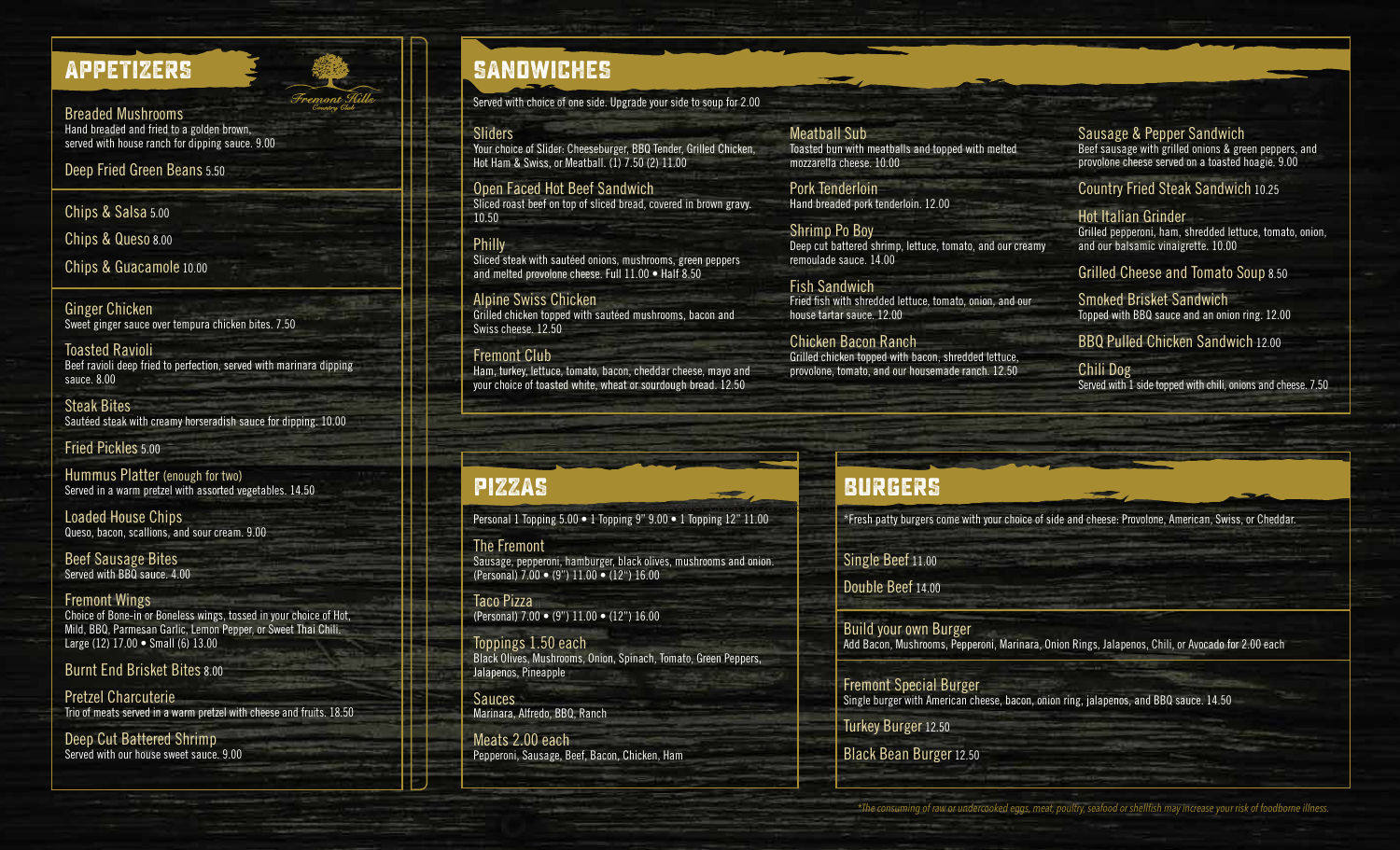## APPETIZERS

Fremont Hills Country Club

**Breaded Mushrooms**
Hand breaded and fried to a golden brown, served with house ranch for dipping sauce. 9.00

**Deep Fried Green Beans** 5.50

**Chips & Salsa** 5.00

**Chips & Queso** 8.00

**Chips & Guacamole** 10.00

**Ginger Chicken**
Sweet ginger sauce over tempura chicken bites. 7.50

**Toasted Ravioli**
Beef ravioli deep fried to perfection, served with marinara dipping sauce. 8.00

**Steak Bites**
Sautéed steak with creamy horseradish sauce for dipping. 10.00

**Fried Pickles** 5.00

**Hummus Platter** (enough for two)
Served in a warm pretzel with assorted vegetables. 14.50

**Loaded House Chips**
Queso, bacon, scallions, and sour cream. 9.00

**Beef Sausage Bites**
Served with BBQ sauce. 4.00

**Fremont Wings**
Choice of Bone-in or Boneless wings, tossed in your choice of Hot, Mild, BBQ, Parmesan Garlic, Lemon Pepper, or Sweet Thai Chili. Large (12) 17.00 • Small (6) 13.00

**Burnt End Brisket Bites** 8.00

**Pretzel Charcuterie**
Trio of meats served in a warm pretzel with cheese and fruits. 18.50

**Deep Cut Battered Shrimp**
Served with our house sweet sauce. 9.00

## SANDWICHES

Served with choice of one side. Upgrade your side to soup for 2.00

**Sliders**
Your choice of Slider: Cheeseburger, BBQ Tender, Grilled Chicken, Hot Ham & Swiss, or Meatball. (1) 7.50 (2) 11.00

**Open Faced Hot Beef Sandwich**
Sliced roast beef on top of sliced bread, covered in brown gravy. 10.50

**Philly**
Sliced steak with sautéed onions, mushrooms, green peppers and melted provolone cheese. Full 11.00 • Half 8.50

**Alpine Swiss Chicken**
Grilled chicken topped with sautéed mushrooms, bacon and Swiss cheese. 12.50

**Fremont Club**
Ham, turkey, lettuce, tomato, bacon, cheddar cheese, mayo and your choice of toasted white, wheat or sourdough bread. 12.50

**Meatball Sub**
Toasted bun with meatballs and topped with melted mozzarella cheese. 10.00

**Pork Tenderloin**
Hand breaded pork tenderloin. 12.00

**Shrimp Po Boy**
Deep cut battered shrimp, lettuce, tomato, and our creamy remoulade sauce. 14.00

**Fish Sandwich**
Fried fish with shredded lettuce, tomato, onion, and our house tartar sauce. 12.00

**Chicken Bacon Ranch**
Grilled chicken topped with bacon, shredded lettuce, provolone, tomato, and our housemade ranch. 12.50

**Sausage & Pepper Sandwich**
Beef sausage with grilled onions & green peppers, and provolone cheese served on a toasted hoagie. 9.00

**Country Fried Steak Sandwich** 10.25

**Hot Italian Grinder**
Grilled pepperoni, ham, shredded lettuce, tomato, onion, and our balsamic vinaigrette. 10.00

**Grilled Cheese and Tomato Soup** 8.50

**Smoked Brisket Sandwich**
Topped with BBQ sauce and an onion ring. 12.00

**BBQ Pulled Chicken Sandwich** 12.00

**Chili Dog**
Served with 1 side topped with chili, onions and cheese. 7.50

## PIZZAS

Personal 1 Topping 5.00 • 1 Topping 9" 9.00 • 1 Topping 12" 11.00

**The Fremont**
Sausage, pepperoni, hamburger, black olives, mushrooms and onion. (Personal) 7.00 • (9") 11.00 • (12") 16.00

**Taco Pizza**
(Personal) 7.00 • (9") 11.00 • (12") 16.00

**Toppings 1.50 each**
Black Olives, Mushrooms, Onion, Spinach, Tomato, Green Peppers, Jalapenos, Pineapple

**Sauces**
Marinara, Alfredo, BBQ, Ranch

**Meats 2.00 each**
Pepperoni, Sausage, Beef, Bacon, Chicken, Ham

## BURGERS

*Fresh patty burgers come with your choice of side and cheese: Provolone, American, Swiss, or Cheddar.

**Single Beef** 11.00

**Double Beef** 14.00

**Build your own Burger**
Add Bacon, Mushrooms, Pepperoni, Marinara, Onion Rings, Jalapenos, Chili, or Avocado for 2.00 each

**Fremont Special Burger**
Single burger with American cheese, bacon, onion ring, jalapenos, and BBQ sauce. 14.50

**Turkey Burger** 12.50

**Black Bean Burger** 12.50

*\*The consuming of raw or undercooked eggs, meat, poultry, seafood or shellfish may increase your risk of foodborne illness.*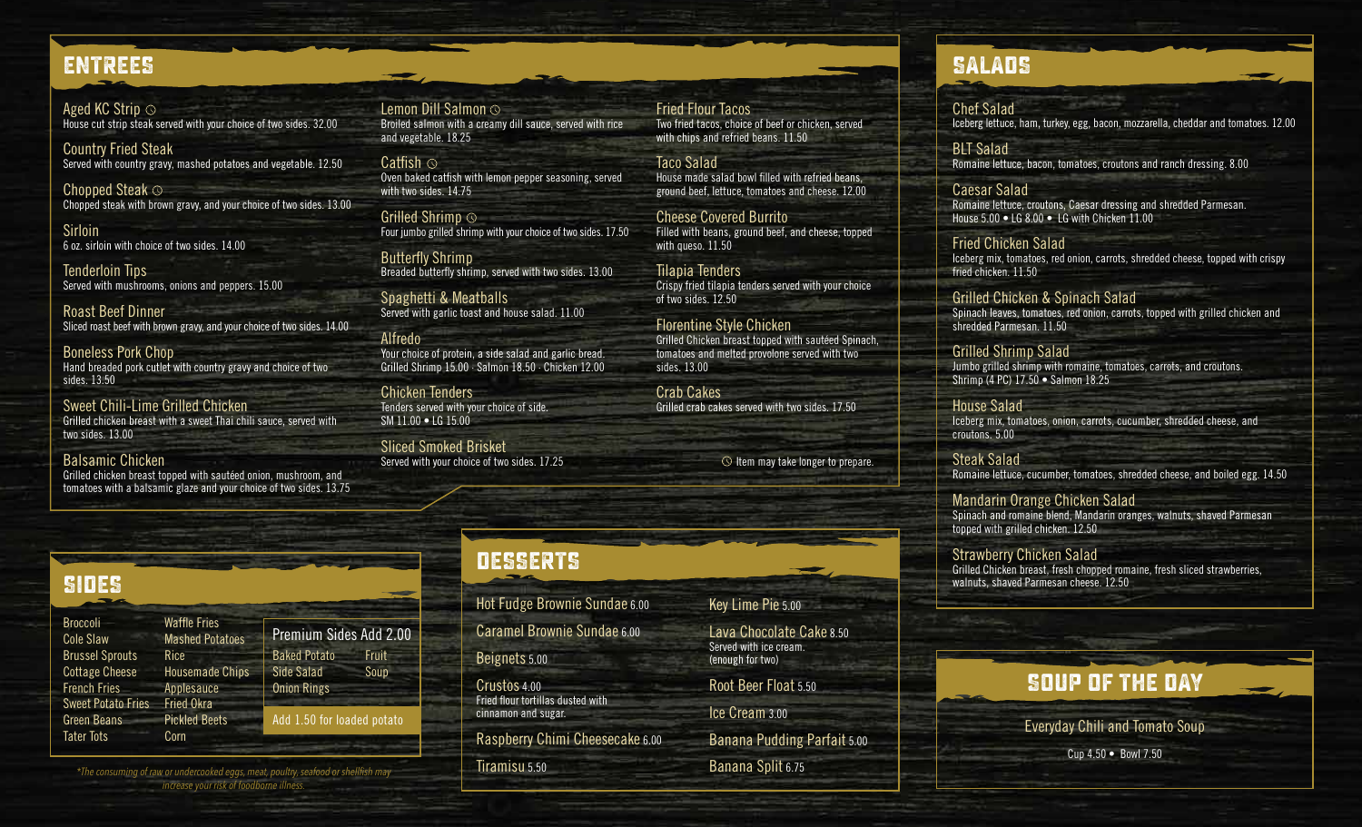## ENTREES

**Aged KC Strip** ◷
House cut strip steak served with your choice of two sides. 32.00

**Country Fried Steak**
Served with country gravy, mashed potatoes and vegetable. 12.50

**Chopped Steak** ◷
Chopped steak with brown gravy, and your choice of two sides. 13.00

**Sirloin**
6 oz. sirloin with choice of two sides. 14.00

**Tenderloin Tips**
Served with mushrooms, onions and peppers. 15.00

**Roast Beef Dinner**
Sliced roast beef with brown gravy, and your choice of two sides. 14.00

**Boneless Pork Chop**
Hand breaded pork cutlet with country gravy and choice of two sides. 13.50

**Sweet Chili-Lime Grilled Chicken**
Grilled chicken breast with a sweet Thai chili sauce, served with two sides. 13.00

**Balsamic Chicken**
Grilled chicken breast topped with sautéed onion, mushroom, and tomatoes with a balsamic glaze and your choice of two sides. 13.75

**Lemon Dill Salmon** ◷
Broiled salmon with a creamy dill sauce, served with rice and vegetable. 18.25

**Catfish** ◷
Oven baked catfish with lemon pepper seasoning, served with two sides. 14.75

**Grilled Shrimp** ◷
Four jumbo grilled shrimp with your choice of two sides. 17.50

**Butterfly Shrimp**
Breaded butterfly shrimp, served with two sides. 13.00

**Spaghetti & Meatballs**
Served with garlic toast and house salad. 11.00

**Alfredo**
Your choice of protein, a side salad and garlic bread.
Grilled Shrimp 15.00 · Salmon 18.50 · Chicken 12.00

**Chicken Tenders**
Tenders served with your choice of side.
SM 11.00 • LG 15.00

**Sliced Smoked Brisket**
Served with your choice of two sides. 17.25

**Fried Flour Tacos**
Two fried tacos, choice of beef or chicken, served with chips and refried beans. 11.50

**Taco Salad**
House made salad bowl filled with refried beans, ground beef, lettuce, tomatoes and cheese. 12.00

**Cheese Covered Burrito**
Filled with beans, ground beef, and cheese, topped with queso. 11.50

**Tilapia Tenders**
Crispy fried tilapia tenders served with your choice of two sides. 12.50

**Florentine Style Chicken**
Grilled Chicken breast topped with sautéed Spinach, tomatoes and melted provolone served with two sides. 13.00

**Crab Cakes**
Grilled crab cakes served with two sides. 17.50

◷ Item may take longer to prepare.

## SIDES

- Broccoli
- Cole Slaw
- Brussel Sprouts
- Cottage Cheese
- French Fries
- Sweet Potato Fries
- Green Beans
- Tater Tots
- Waffle Fries
- Mashed Potatoes
- Rice
- Housemade Chips
- Applesauce
- Fried Okra
- Pickled Beets
- Corn

**Premium Sides Add 2.00**

- Baked Potato
- Side Salad
- Onion Rings
- Fruit
- Soup

Add 1.50 for loaded potato

*\*The consuming of raw or undercooked eggs, meat, poultry, seafood or shellfish may increase your risk of foodborne illness.*

## DESSERTS

- **Hot Fudge Brownie Sundae** 6.00
- **Caramel Brownie Sundae** 6.00
- **Beignets** 5.00
- **Crustos** 4.00
  Fried flour tortillas dusted with cinnamon and sugar.
- **Raspberry Chimi Cheesecake** 6.00
- **Tiramisu** 5.50
- **Key Lime Pie** 5.00
- **Lava Chocolate Cake** 8.50
  Served with ice cream. (enough for two)
- **Root Beer Float** 5.50
- **Ice Cream** 3.00
- **Banana Pudding Parfait** 5.00
- **Banana Split** 6.75

## SALADS

**Chef Salad**
Iceberg lettuce, ham, turkey, egg, bacon, mozzarella, cheddar and tomatoes. 12.00

**BLT Salad**
Romaine lettuce, bacon, tomatoes, croutons and ranch dressing. 8.00

**Caesar Salad**
Romaine lettuce, croutons, Caesar dressing and shredded Parmesan.
House 5.00 • LG 8.00 • LG with Chicken 11.00

**Fried Chicken Salad**
Iceberg mix, tomatoes, red onion, carrots, shredded cheese, topped with crispy fried chicken. 11.50

**Grilled Chicken & Spinach Salad**
Spinach leaves, tomatoes, red onion, carrots, topped with grilled chicken and shredded Parmesan. 11.50

**Grilled Shrimp Salad**
Jumbo grilled shrimp with romaine, tomatoes, carrots, and croutons.
Shrimp (4 PC) 17.50 • Salmon 18.25

**House Salad**
Iceberg mix, tomatoes, onion, carrots, cucumber, shredded cheese, and croutons. 5.00

**Steak Salad**
Romaine lettuce, cucumber, tomatoes, shredded cheese, and boiled egg. 14.50

**Mandarin Orange Chicken Salad**
Spinach and romaine blend, Mandarin oranges, walnuts, shaved Parmesan topped with grilled chicken. 12.50

**Strawberry Chicken Salad**
Grilled Chicken breast, fresh chopped romaine, fresh sliced strawberries, walnuts, shaved Parmesan cheese. 12.50

## SOUP OF THE DAY

Everyday Chili and Tomato Soup

Cup 4.50 • Bowl 7.50